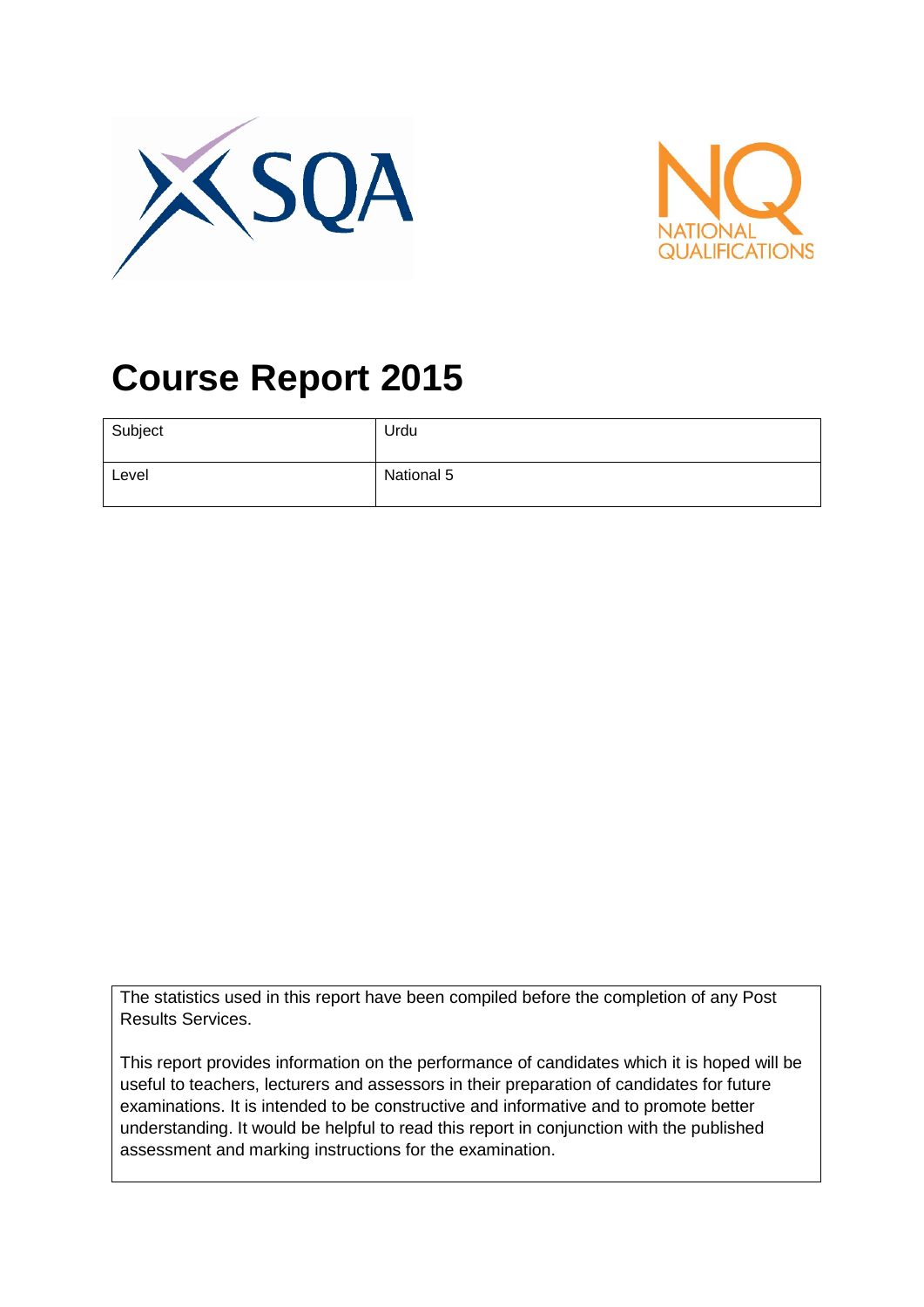# Course Report 2015

| Subject | Urdu |
|---|---|
| Level | National 5 |

The statistics used in this report have been compiled before the completion of any Post Results Services.

This report provides information on the performance of candidates which it is hoped will be useful to teachers, lecturers and assessors in their preparation of candidates for future examinations. It is intended to be constructive and informative and to promote better understanding. It would be helpful to read this report in conjunction with the published assessment and marking instructions for the examination.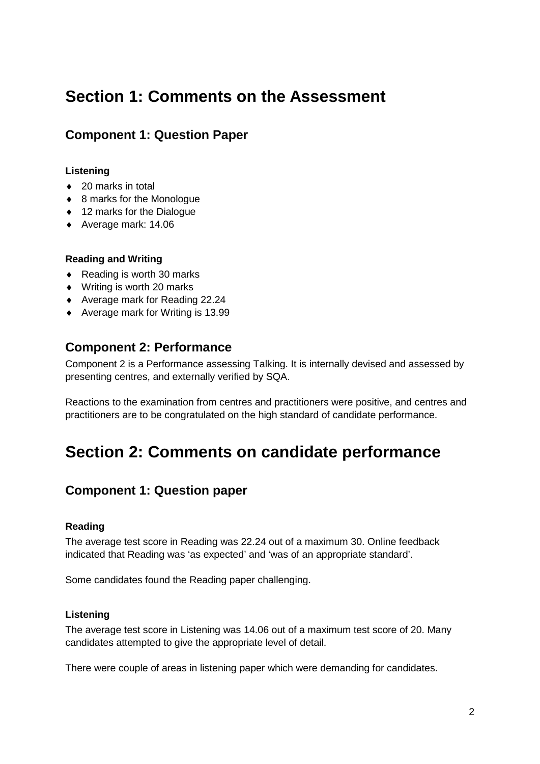# Section 1: Comments on the Assessment

## Component 1: Question Paper

**Listening**

- 20 marks in total
- 8 marks for the Monologue
- 12 marks for the Dialogue
- Average mark: 14.06

**Reading and Writing**

- Reading is worth 30 marks
- Writing is worth 20 marks
- Average mark for Reading 22.24
- Average mark for Writing is 13.99

## Component 2: Performance

Component 2 is a Performance assessing Talking. It is internally devised and assessed by presenting centres, and externally verified by SQA.

Reactions to the examination from centres and practitioners were positive, and centres and practitioners are to be congratulated on the high standard of candidate performance.

# Section 2: Comments on candidate performance

## Component 1: Question paper

**Reading**

The average test score in Reading was 22.24 out of a maximum 30. Online feedback indicated that Reading was 'as expected' and 'was of an appropriate standard'.

Some candidates found the Reading paper challenging.

**Listening**

The average test score in Listening was 14.06 out of a maximum test score of 20. Many candidates attempted to give the appropriate level of detail.

There were couple of areas in listening paper which were demanding for candidates.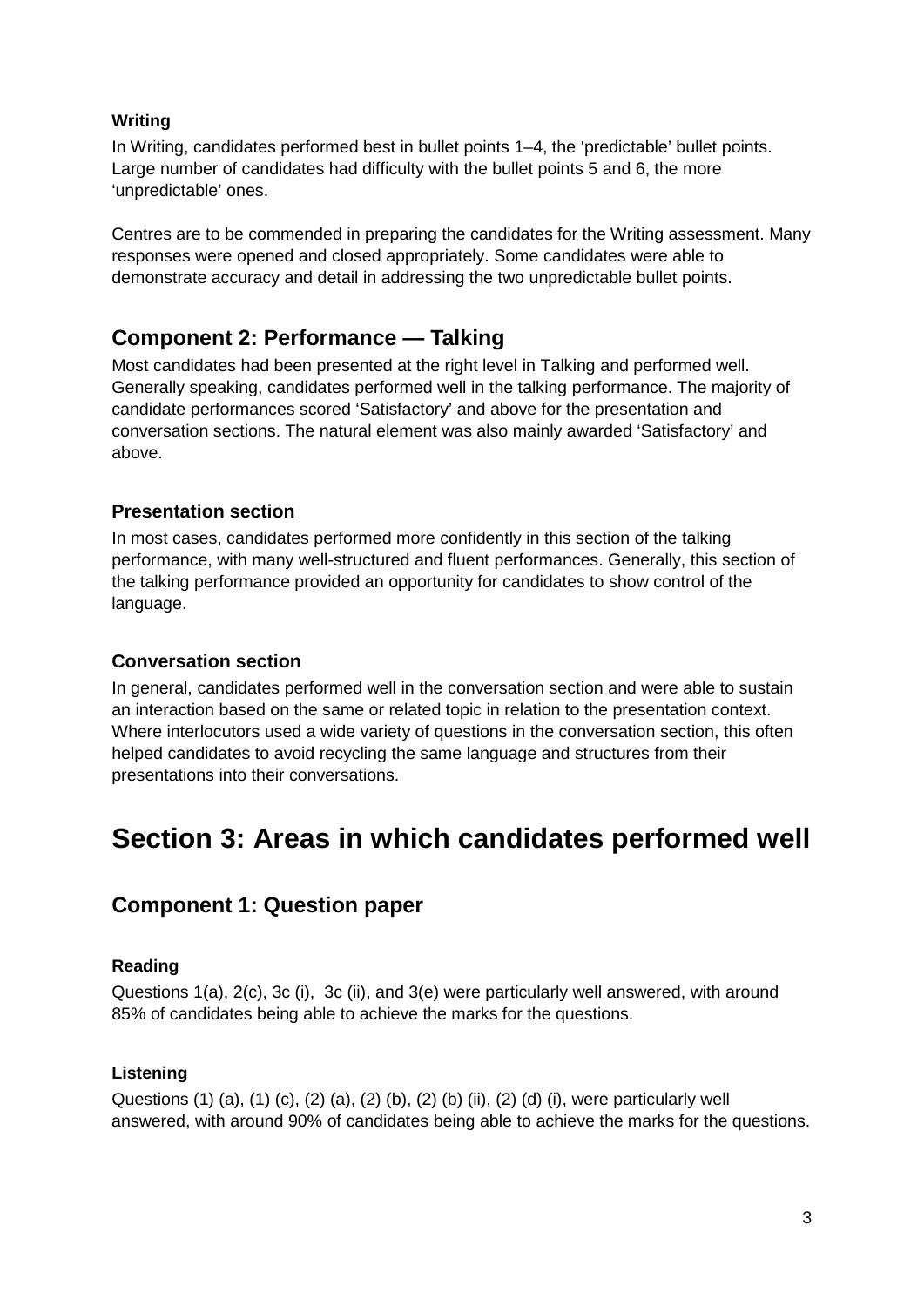**Writing**

In Writing, candidates performed best in bullet points 1–4, the 'predictable' bullet points. Large number of candidates had difficulty with the bullet points 5 and 6, the more 'unpredictable' ones.

Centres are to be commended in preparing the candidates for the Writing assessment. Many responses were opened and closed appropriately. Some candidates were able to demonstrate accuracy and detail in addressing the two unpredictable bullet points.

## Component 2: Performance — Talking

Most candidates had been presented at the right level in Talking and performed well. Generally speaking, candidates performed well in the talking performance. The majority of candidate performances scored 'Satisfactory' and above for the presentation and conversation sections. The natural element was also mainly awarded 'Satisfactory' and above.

### Presentation section

In most cases, candidates performed more confidently in this section of the talking performance, with many well-structured and fluent performances. Generally, this section of the talking performance provided an opportunity for candidates to show control of the language.

### Conversation section

In general, candidates performed well in the conversation section and were able to sustain an interaction based on the same or related topic in relation to the presentation context. Where interlocutors used a wide variety of questions in the conversation section, this often helped candidates to avoid recycling the same language and structures from their presentations into their conversations.

# Section 3: Areas in which candidates performed well

## Component 1: Question paper

**Reading**

Questions 1(a), 2(c), 3c (i), 3c (ii), and 3(e) were particularly well answered, with around 85% of candidates being able to achieve the marks for the questions.

**Listening**

Questions (1) (a), (1) (c), (2) (a), (2) (b), (2) (b) (ii), (2) (d) (i), were particularly well answered, with around 90% of candidates being able to achieve the marks for the questions.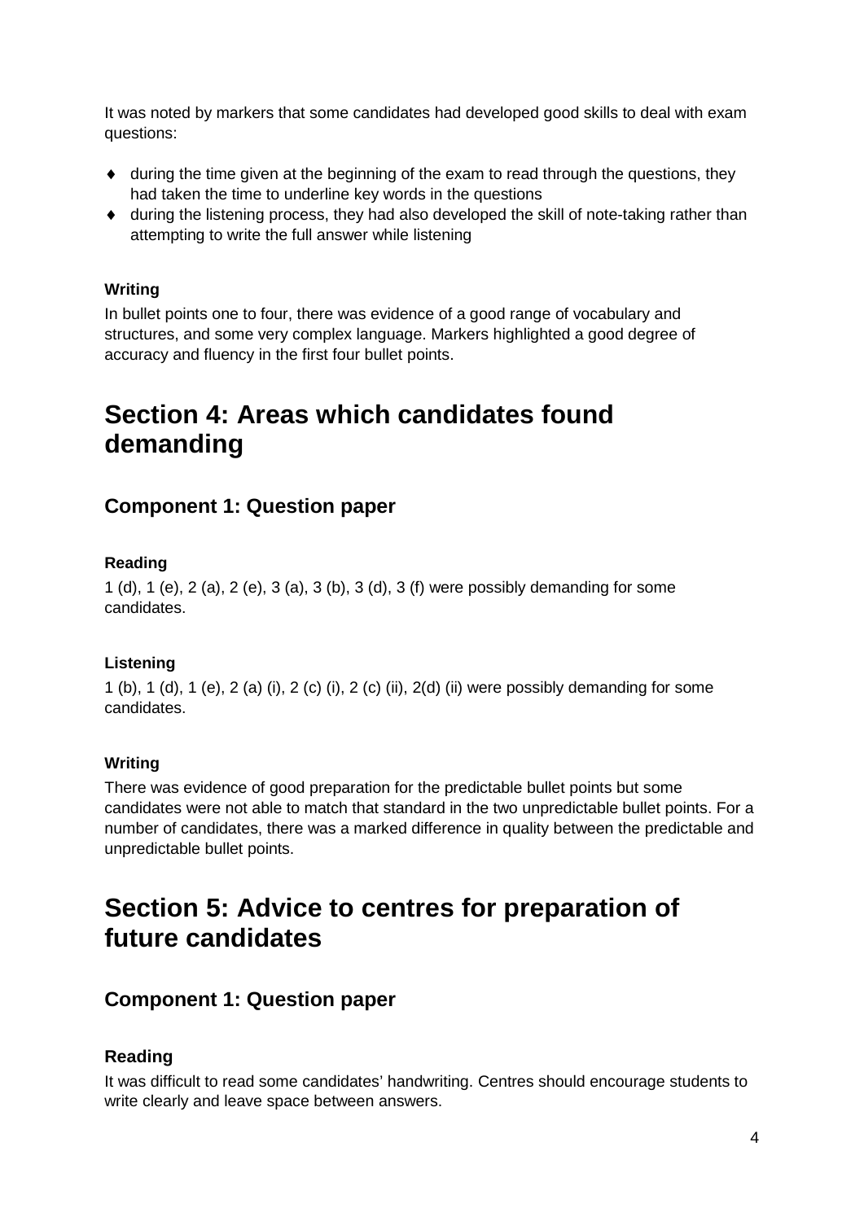It was noted by markers that some candidates had developed good skills to deal with exam questions:

- during the time given at the beginning of the exam to read through the questions, they had taken the time to underline key words in the questions
- during the listening process, they had also developed the skill of note-taking rather than attempting to write the full answer while listening

**Writing**

In bullet points one to four, there was evidence of a good range of vocabulary and structures, and some very complex language. Markers highlighted a good degree of accuracy and fluency in the first four bullet points.

# Section 4: Areas which candidates found demanding

## Component 1: Question paper

**Reading**

1 (d), 1 (e), 2 (a), 2 (e), 3 (a), 3 (b), 3 (d), 3 (f) were possibly demanding for some candidates.

**Listening**

1 (b), 1 (d), 1 (e), 2 (a) (i), 2 (c) (i), 2 (c) (ii), 2(d) (ii) were possibly demanding for some candidates.

**Writing**

There was evidence of good preparation for the predictable bullet points but some candidates were not able to match that standard in the two unpredictable bullet points. For a number of candidates, there was a marked difference in quality between the predictable and unpredictable bullet points.

# Section 5: Advice to centres for preparation of future candidates

## Component 1: Question paper

### Reading

It was difficult to read some candidates' handwriting. Centres should encourage students to write clearly and leave space between answers.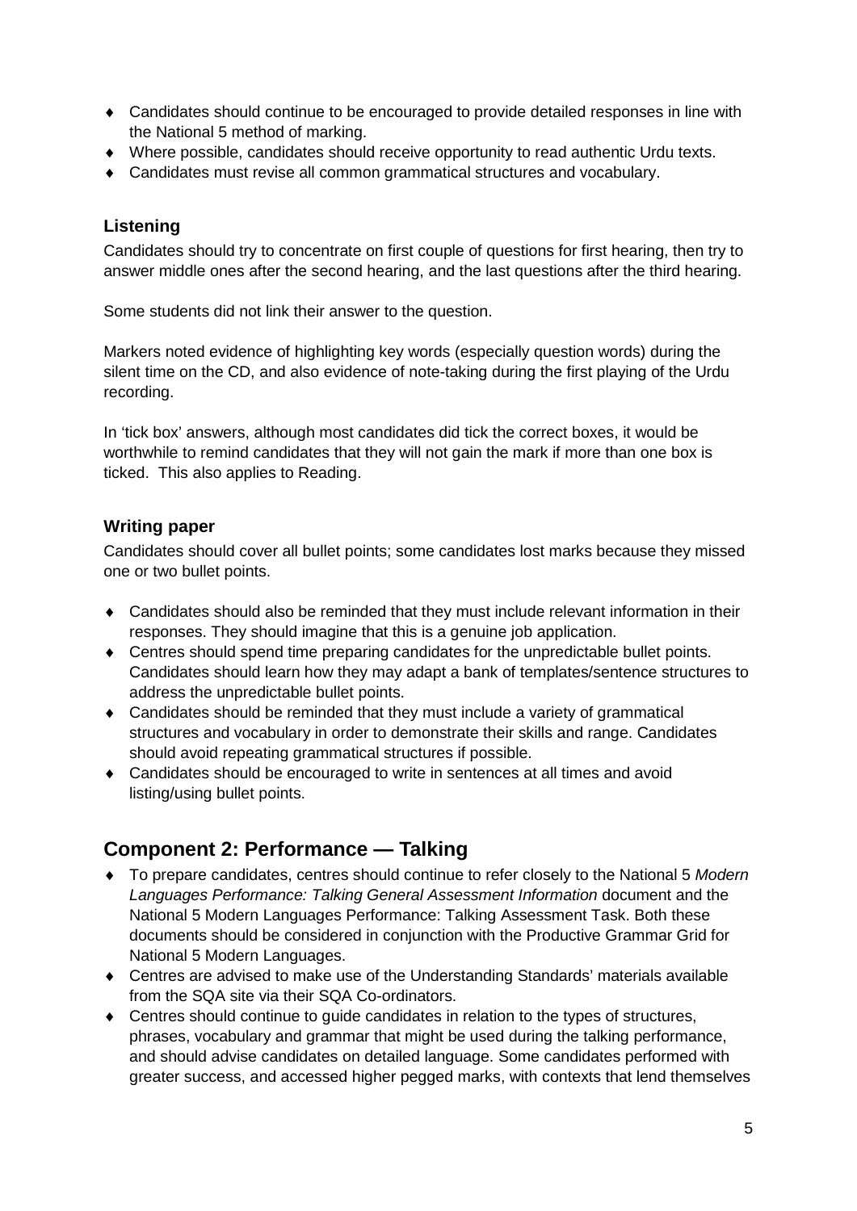- Candidates should continue to be encouraged to provide detailed responses in line with the National 5 method of marking.
- Where possible, candidates should receive opportunity to read authentic Urdu texts.
- Candidates must revise all common grammatical structures and vocabulary.

### Listening

Candidates should try to concentrate on first couple of questions for first hearing, then try to answer middle ones after the second hearing, and the last questions after the third hearing.

Some students did not link their answer to the question.

Markers noted evidence of highlighting key words (especially question words) during the silent time on the CD, and also evidence of note-taking during the first playing of the Urdu recording.

In 'tick box' answers, although most candidates did tick the correct boxes, it would be worthwhile to remind candidates that they will not gain the mark if more than one box is ticked. This also applies to Reading.

### Writing paper

Candidates should cover all bullet points; some candidates lost marks because they missed one or two bullet points.

- Candidates should also be reminded that they must include relevant information in their responses. They should imagine that this is a genuine job application.
- Centres should spend time preparing candidates for the unpredictable bullet points. Candidates should learn how they may adapt a bank of templates/sentence structures to address the unpredictable bullet points.
- Candidates should be reminded that they must include a variety of grammatical structures and vocabulary in order to demonstrate their skills and range. Candidates should avoid repeating grammatical structures if possible.
- Candidates should be encouraged to write in sentences at all times and avoid listing/using bullet points.

## Component 2: Performance — Talking

- To prepare candidates, centres should continue to refer closely to the National 5 *Modern Languages Performance: Talking General Assessment Information* document and the National 5 Modern Languages Performance: Talking Assessment Task. Both these documents should be considered in conjunction with the Productive Grammar Grid for National 5 Modern Languages.
- Centres are advised to make use of the Understanding Standards' materials available from the SQA site via their SQA Co-ordinators.
- Centres should continue to guide candidates in relation to the types of structures, phrases, vocabulary and grammar that might be used during the talking performance, and should advise candidates on detailed language. Some candidates performed with greater success, and accessed higher pegged marks, with contexts that lend themselves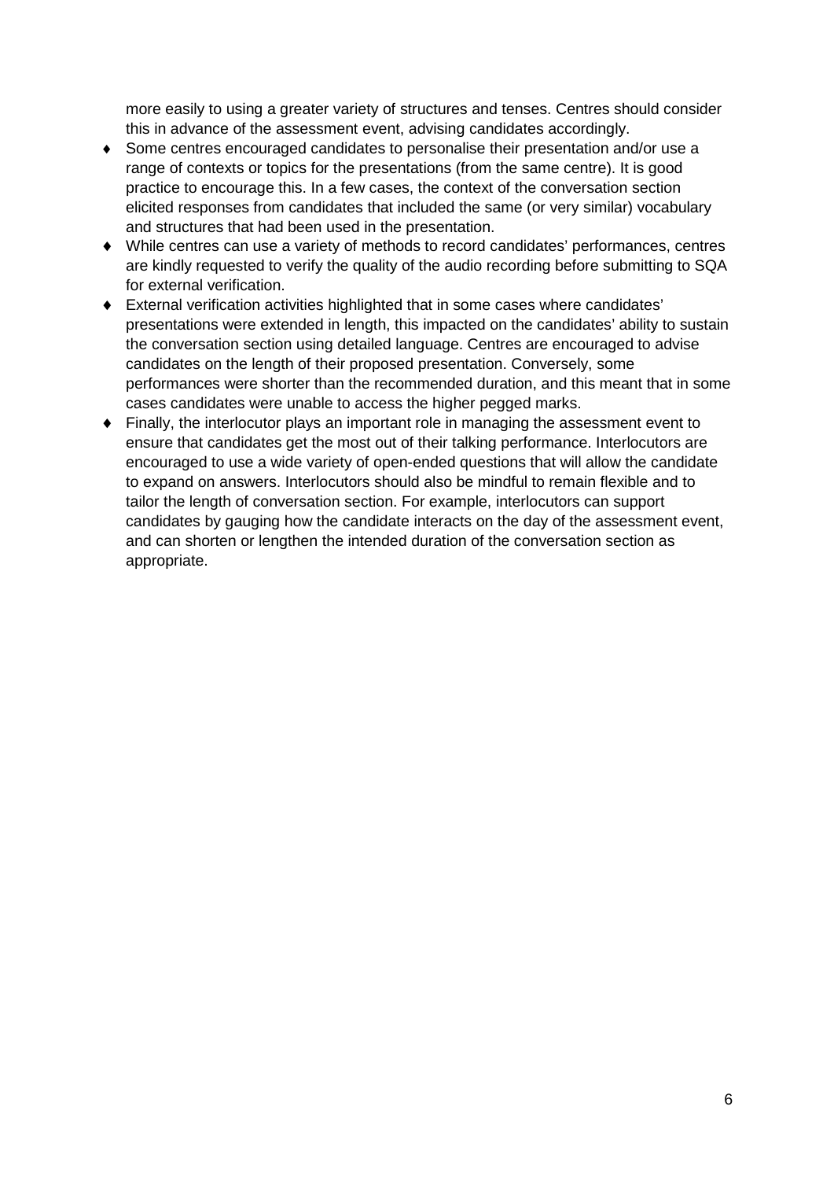more easily to using a greater variety of structures and tenses. Centres should consider this in advance of the assessment event, advising candidates accordingly.

- Some centres encouraged candidates to personalise their presentation and/or use a range of contexts or topics for the presentations (from the same centre). It is good practice to encourage this. In a few cases, the context of the conversation section elicited responses from candidates that included the same (or very similar) vocabulary and structures that had been used in the presentation.
- While centres can use a variety of methods to record candidates' performances, centres are kindly requested to verify the quality of the audio recording before submitting to SQA for external verification.
- External verification activities highlighted that in some cases where candidates' presentations were extended in length, this impacted on the candidates' ability to sustain the conversation section using detailed language. Centres are encouraged to advise candidates on the length of their proposed presentation. Conversely, some performances were shorter than the recommended duration, and this meant that in some cases candidates were unable to access the higher pegged marks.
- Finally, the interlocutor plays an important role in managing the assessment event to ensure that candidates get the most out of their talking performance. Interlocutors are encouraged to use a wide variety of open-ended questions that will allow the candidate to expand on answers. Interlocutors should also be mindful to remain flexible and to tailor the length of conversation section. For example, interlocutors can support candidates by gauging how the candidate interacts on the day of the assessment event, and can shorten or lengthen the intended duration of the conversation section as appropriate.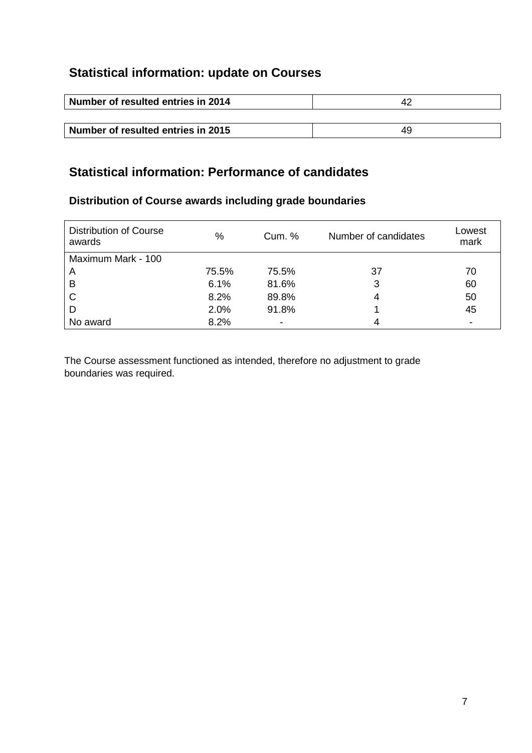## Statistical information: update on Courses

| | |
|---|---|
| **Number of resulted entries in 2014** | 42 |

| | |
|---|---|
| **Number of resulted entries in 2015** | 49 |

## Statistical information: Performance of candidates

### Distribution of Course awards including grade boundaries

| Distribution of Course awards | % | Cum. % | Number of candidates | Lowest mark |
|---|---|---|---|---|
| Maximum Mark - 100 | | | | |
| A | 75.5% | 75.5% | 37 | 70 |
| B | 6.1% | 81.6% | 3 | 60 |
| C | 8.2% | 89.8% | 4 | 50 |
| D | 2.0% | 91.8% | 1 | 45 |
| No award | 8.2% | - | 4 | - |

The Course assessment functioned as intended, therefore no adjustment to grade boundaries was required.